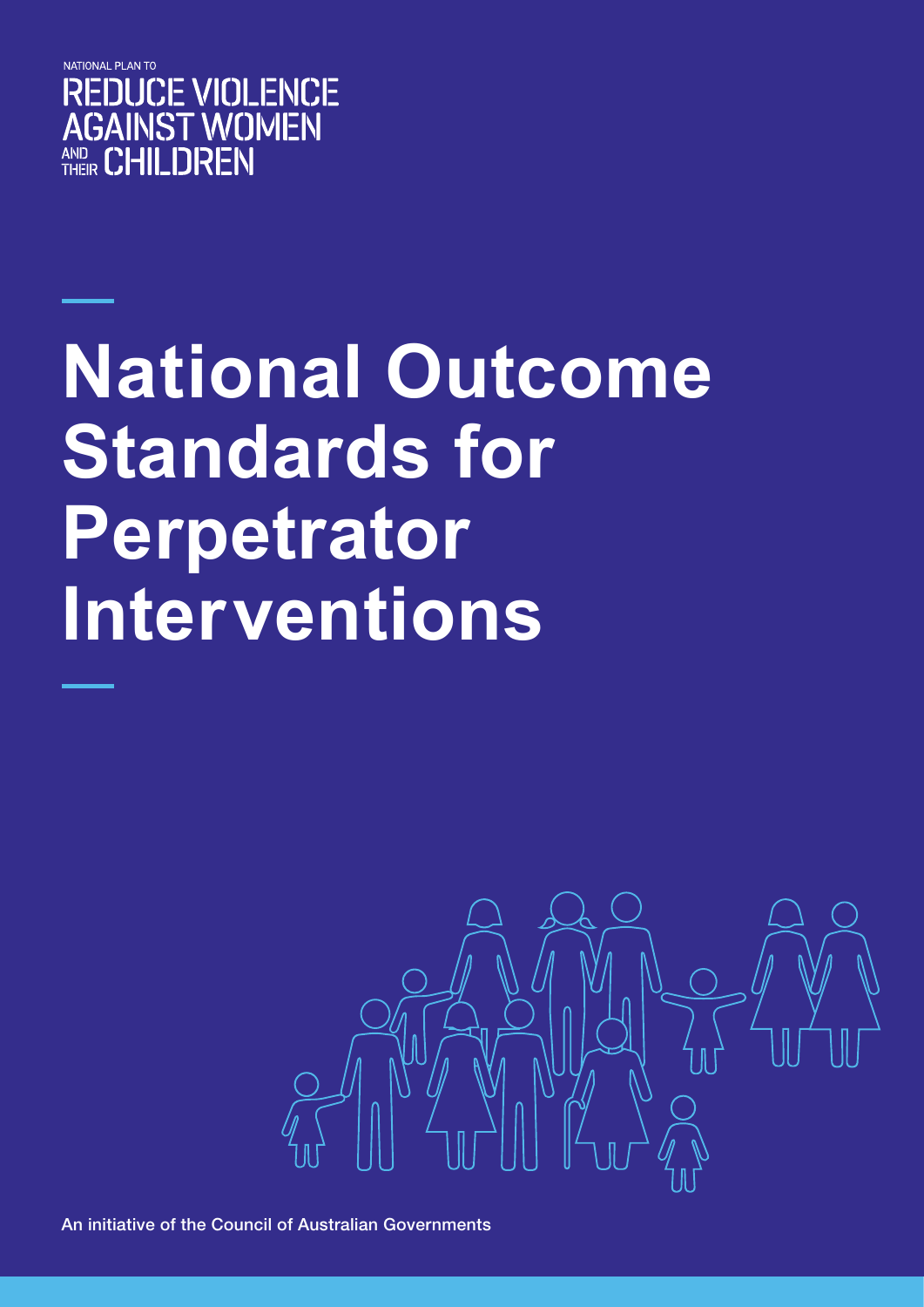NATIONAL PLAN TO
REDUCE VIOLENCE AGAINST WOMEN AND THEIR CHILDREN

# National Outcome Standards for Perpetrator Interventions

An initiative of the Council of Australian Governments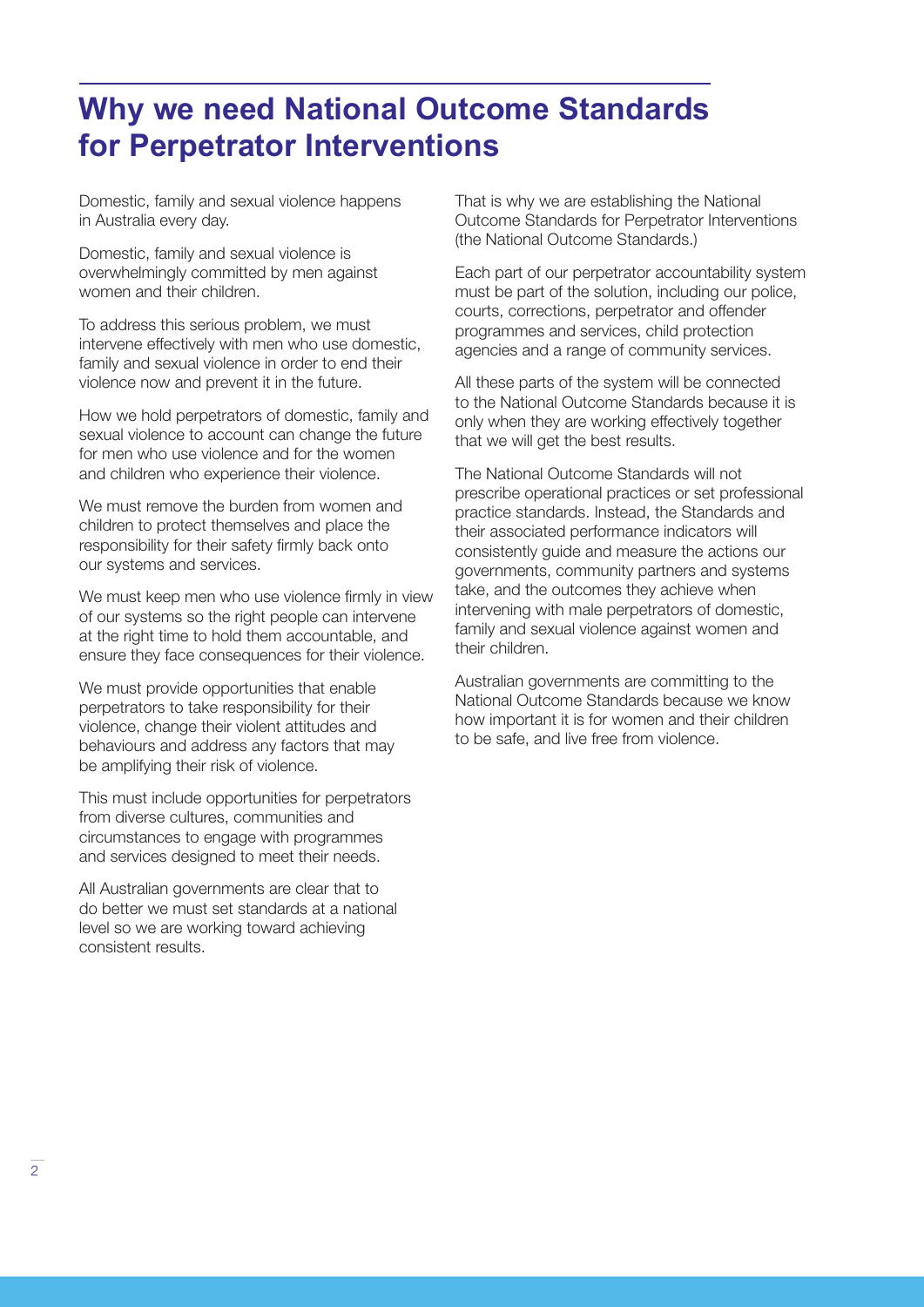# Why we need National Outcome Standards for Perpetrator Interventions

Domestic, family and sexual violence happens in Australia every day.

Domestic, family and sexual violence is overwhelmingly committed by men against women and their children.

To address this serious problem, we must intervene effectively with men who use domestic, family and sexual violence in order to end their violence now and prevent it in the future.

How we hold perpetrators of domestic, family and sexual violence to account can change the future for men who use violence and for the women and children who experience their violence.

We must remove the burden from women and children to protect themselves and place the responsibility for their safety firmly back onto our systems and services.

We must keep men who use violence firmly in view of our systems so the right people can intervene at the right time to hold them accountable, and ensure they face consequences for their violence.

We must provide opportunities that enable perpetrators to take responsibility for their violence, change their violent attitudes and behaviours and address any factors that may be amplifying their risk of violence.

This must include opportunities for perpetrators from diverse cultures, communities and circumstances to engage with programmes and services designed to meet their needs.

All Australian governments are clear that to do better we must set standards at a national level so we are working toward achieving consistent results.

That is why we are establishing the National Outcome Standards for Perpetrator Interventions (the National Outcome Standards.)

Each part of our perpetrator accountability system must be part of the solution, including our police, courts, corrections, perpetrator and offender programmes and services, child protection agencies and a range of community services.

All these parts of the system will be connected to the National Outcome Standards because it is only when they are working effectively together that we will get the best results.

The National Outcome Standards will not prescribe operational practices or set professional practice standards. Instead, the Standards and their associated performance indicators will consistently guide and measure the actions our governments, community partners and systems take, and the outcomes they achieve when intervening with male perpetrators of domestic, family and sexual violence against women and their children.

Australian governments are committing to the National Outcome Standards because we know how important it is for women and their children to be safe, and live free from violence.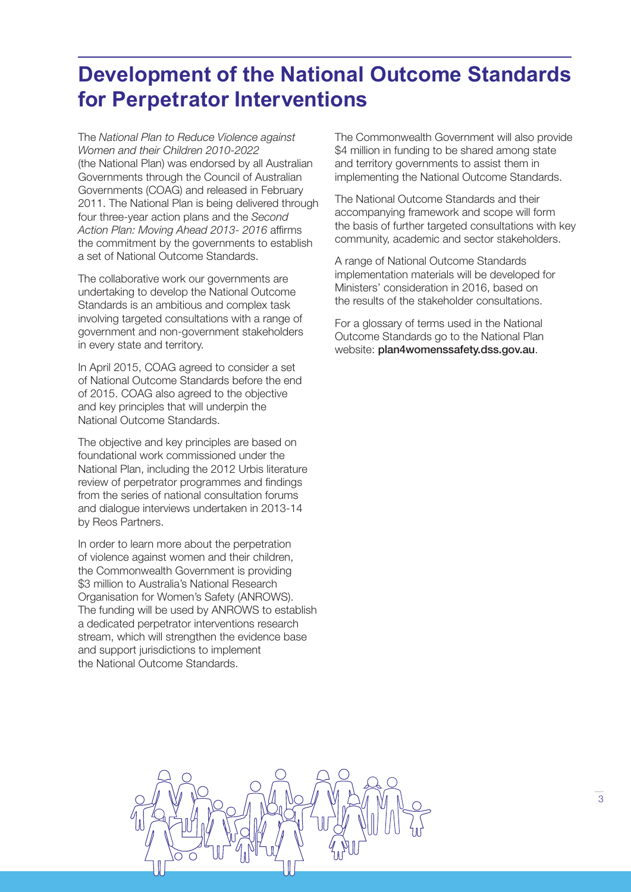# Development of the National Outcome Standards for Perpetrator Interventions

The *National Plan to Reduce Violence against Women and their Children 2010-2022* (the National Plan) was endorsed by all Australian Governments through the Council of Australian Governments (COAG) and released in February 2011. The National Plan is being delivered through four three-year action plans and the *Second Action Plan: Moving Ahead 2013- 2016* affirms the commitment by the governments to establish a set of National Outcome Standards.

The collaborative work our governments are undertaking to develop the National Outcome Standards is an ambitious and complex task involving targeted consultations with a range of government and non-government stakeholders in every state and territory.

In April 2015, COAG agreed to consider a set of National Outcome Standards before the end of 2015. COAG also agreed to the objective and key principles that will underpin the National Outcome Standards.

The objective and key principles are based on foundational work commissioned under the National Plan, including the 2012 Urbis literature review of perpetrator programmes and findings from the series of national consultation forums and dialogue interviews undertaken in 2013-14 by Reos Partners.

In order to learn more about the perpetration of violence against women and their children, the Commonwealth Government is providing $3 million to Australia's National Research Organisation for Women's Safety (ANROWS). The funding will be used by ANROWS to establish a dedicated perpetrator interventions research stream, which will strengthen the evidence base and support jurisdictions to implement the National Outcome Standards.

The Commonwealth Government will also provide $4 million in funding to be shared among state and territory governments to assist them in implementing the National Outcome Standards.

The National Outcome Standards and their accompanying framework and scope will form the basis of further targeted consultations with key community, academic and sector stakeholders.

A range of National Outcome Standards implementation materials will be developed for Ministers' consideration in 2016, based on the results of the stakeholder consultations.

For a glossary of terms used in the National Outcome Standards go to the National Plan website: **plan4womenssafety.dss.gov.au**.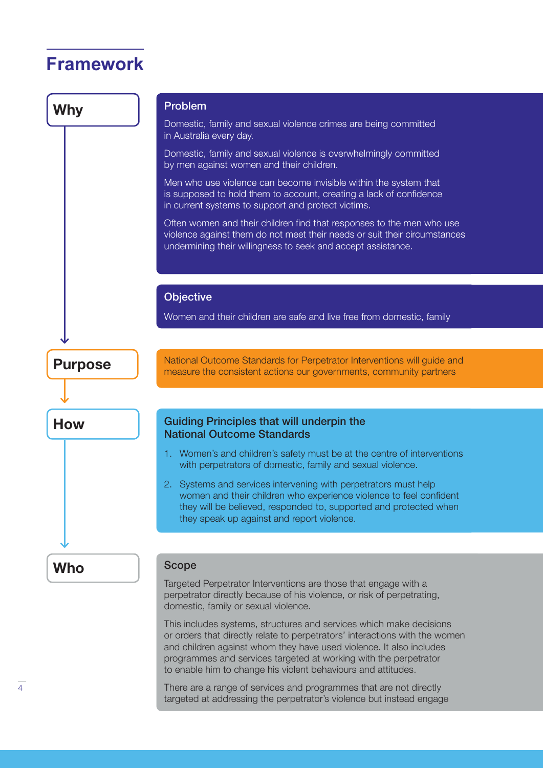# Framework

## Why

### Problem

Domestic, family and sexual violence crimes are being committed in Australia every day.

Domestic, family and sexual violence is overwhelmingly committed by men against women and their children.

Men who use violence can become invisible within the system that is supposed to hold them to account, creating a lack of confidence in current systems to support and protect victims.

Often women and their children find that responses to the men who use violence against them do not meet their needs or suit their circumstances undermining their willingness to seek and accept assistance.

### Objective

Women and their children are safe and live free from domestic, family

## Purpose

National Outcome Standards for Perpetrator Interventions will guide and measure the consistent actions our governments, community partners

## How

### Guiding Principles that will underpin the National Outcome Standards

1. Women's and children's safety must be at the centre of interventions with perpetrators of domestic, family and sexual violence.
2. Systems and services intervening with perpetrators must help women and their children who experience violence to feel confident they will be believed, responded to, supported and protected when they speak up against and report violence.

## Who

### Scope

Targeted Perpetrator Interventions are those that engage with a perpetrator directly because of his violence, or risk of perpetrating, domestic, family or sexual violence.

This includes systems, structures and services which make decisions or orders that directly relate to perpetrators' interactions with the women and children against whom they have used violence. It also includes programmes and services targeted at working with the perpetrator to enable him to change his violent behaviours and attitudes.

There are a range of services and programmes that are not directly targeted at addressing the perpetrator's violence but instead engage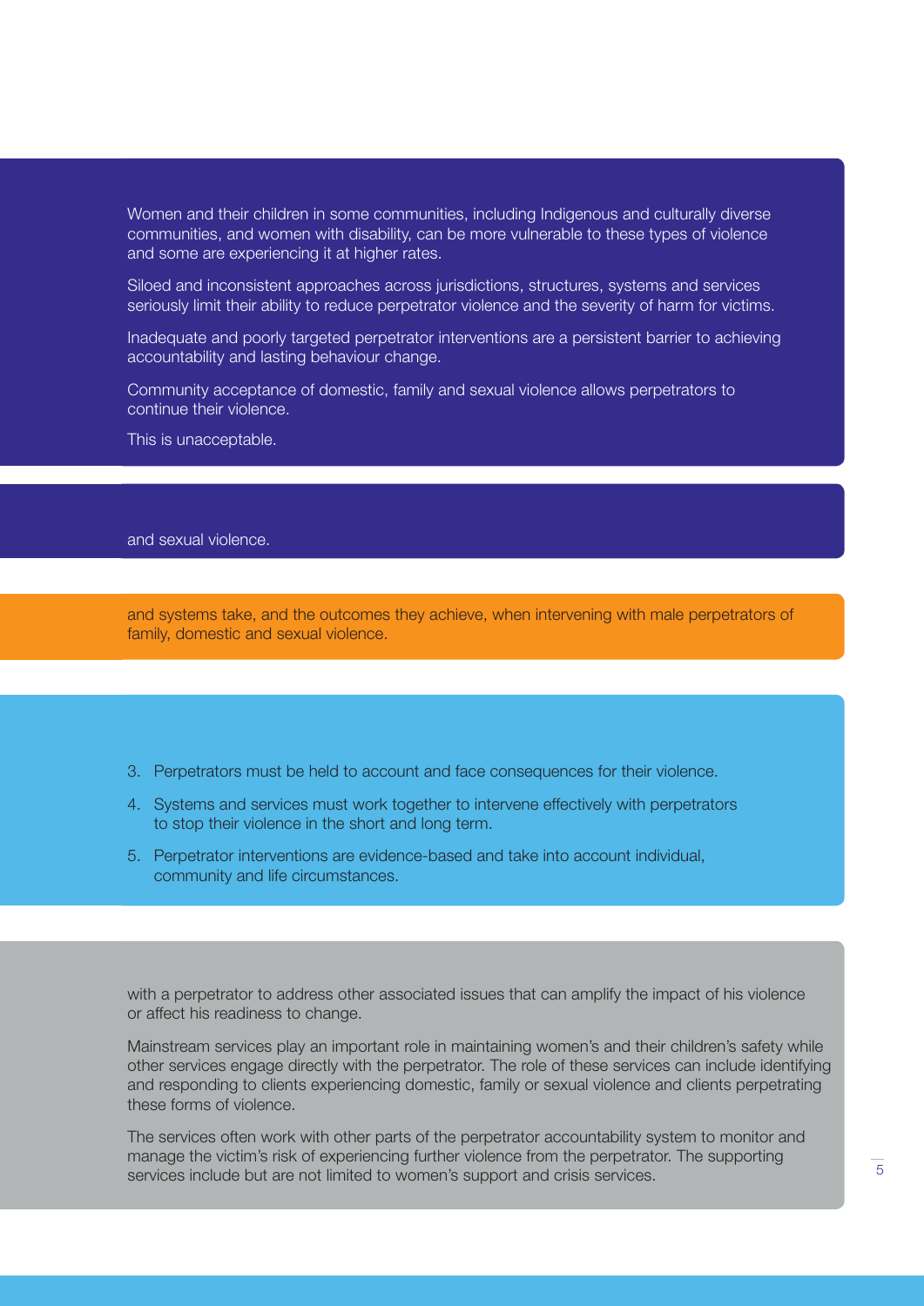Women and their children in some communities, including Indigenous and culturally diverse communities, and women with disability, can be more vulnerable to these types of violence and some are experiencing it at higher rates.

Siloed and inconsistent approaches across jurisdictions, structures, systems and services seriously limit their ability to reduce perpetrator violence and the severity of harm for victims.

Inadequate and poorly targeted perpetrator interventions are a persistent barrier to achieving accountability and lasting behaviour change.

Community acceptance of domestic, family and sexual violence allows perpetrators to continue their violence.

This is unacceptable.

and sexual violence.

and systems take, and the outcomes they achieve, when intervening with male perpetrators of family, domestic and sexual violence.

3. Perpetrators must be held to account and face consequences for their violence.
4. Systems and services must work together to intervene effectively with perpetrators to stop their violence in the short and long term.
5. Perpetrator interventions are evidence-based and take into account individual, community and life circumstances.

with a perpetrator to address other associated issues that can amplify the impact of his violence or affect his readiness to change.

Mainstream services play an important role in maintaining women's and their children's safety while other services engage directly with the perpetrator. The role of these services can include identifying and responding to clients experiencing domestic, family or sexual violence and clients perpetrating these forms of violence.

The services often work with other parts of the perpetrator accountability system to monitor and manage the victim's risk of experiencing further violence from the perpetrator. The supporting services include but are not limited to women's support and crisis services.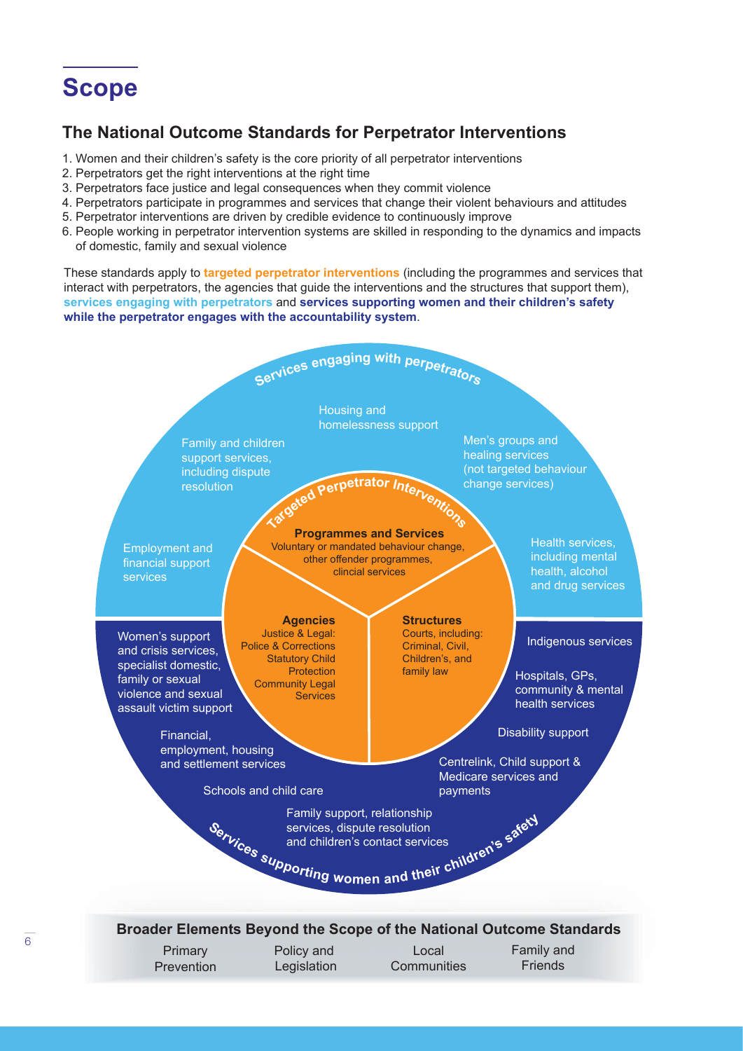# Scope

## The National Outcome Standards for Perpetrator Interventions

1. Women and their children's safety is the core priority of all perpetrator interventions
2. Perpetrators get the right interventions at the right time
3. Perpetrators face justice and legal consequences when they commit violence
4. Perpetrators participate in programmes and services that change their violent behaviours and attitudes
5. Perpetrator interventions are driven by credible evidence to continuously improve
6. People working in perpetrator intervention systems are skilled in responding to the dynamics and impacts of domestic, family and sexual violence

These standards apply to **targeted perpetrator interventions** (including the programmes and services that interact with perpetrators, the agencies that guide the interventions and the structures that support them), **services engaging with perpetrators** and **services supporting women and their children's safety while the perpetrator engages with the accountability system**.

Services engaging with perpetrators

Housing and homelessness support

Family and children support services, including dispute resolution

Men's groups and healing services (not targeted behaviour change services)

Employment and financial support services

Health services, including mental health, alcohol and drug services

Targeted Perpetrator Interventions

**Programmes and Services**
Voluntary or mandated behaviour change, other offender programmes, clincial services

**Agencies**
Justice & Legal: Police & Corrections
Statutory Child Protection
Community Legal Services

**Structures**
Courts, including: Criminal, Civil, Children's, and family law

Women's support and crisis services, specialist domestic, family or sexual violence and sexual assault victim support

Indigenous services

Hospitals, GPs, community & mental health services

Financial, employment, housing and settlement services

Disability support

Centrelink, Child support & Medicare services and payments

Schools and child care

Family support, relationship services, dispute resolution and children's contact services

Services supporting women and their children's safety

**Broader Elements Beyond the Scope of the National Outcome Standards**

Primary Prevention

Policy and Legislation

Local Communities

Family and Friends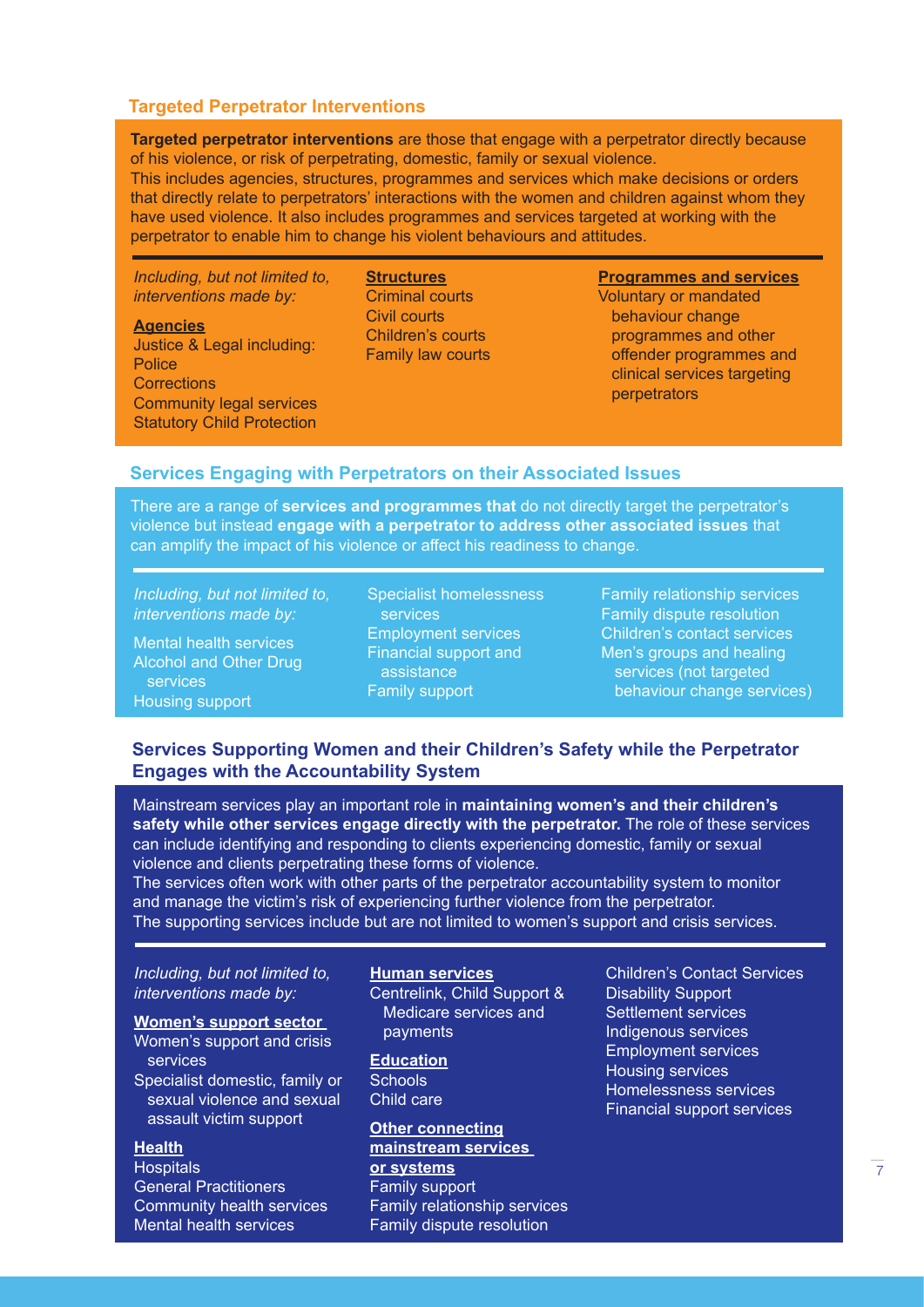## Targeted Perpetrator Interventions

**Targeted perpetrator interventions** are those that engage with a perpetrator directly because of his violence, or risk of perpetrating, domestic, family or sexual violence.
This includes agencies, structures, programmes and services which make decisions or orders that directly relate to perpetrators' interactions with the women and children against whom they have used violence. It also includes programmes and services targeted at working with the perpetrator to enable him to change his violent behaviours and attitudes.

*Including, but not limited to, interventions made by:*

**Agencies**
Justice & Legal including:
Police
Corrections
Community legal services
Statutory Child Protection

**Structures**
Criminal courts
Civil courts
Children's courts
Family law courts

**Programmes and services**
Voluntary or mandated behaviour change programmes and other offender programmes and clinical services targeting perpetrators

## Services Engaging with Perpetrators on their Associated Issues

There are a range of **services and programmes that** do not directly target the perpetrator's violence but instead **engage with a perpetrator to address other associated issues** that can amplify the impact of his violence or affect his readiness to change.

*Including, but not limited to, interventions made by:*

Mental health services
Alcohol and Other Drug services
Housing support
Specialist homelessness services
Employment services
Financial support and assistance
Family support
Family relationship services
Family dispute resolution
Children's contact services
Men's groups and healing services (not targeted behaviour change services)

## Services Supporting Women and their Children's Safety while the Perpetrator Engages with the Accountability System

Mainstream services play an important role in **maintaining women's and their children's safety while other services engage directly with the perpetrator.** The role of these services can include identifying and responding to clients experiencing domestic, family or sexual violence and clients perpetrating these forms of violence.
The services often work with other parts of the perpetrator accountability system to monitor and manage the victim's risk of experiencing further violence from the perpetrator.
The supporting services include but are not limited to women's support and crisis services.

*Including, but not limited to, interventions made by:*

**Women's support sector**
Women's support and crisis services
Specialist domestic, family or sexual violence and sexual assault victim support

**Health**
Hospitals
General Practitioners
Community health services
Mental health services

**Human services**
Centrelink, Child Support & Medicare services and payments

**Education**
Schools
Child care

**Other connecting mainstream services or systems**
Family support
Family relationship services
Family dispute resolution
Children's Contact Services
Disability Support
Settlement services
Indigenous services
Employment services
Housing services
Homelessness services
Financial support services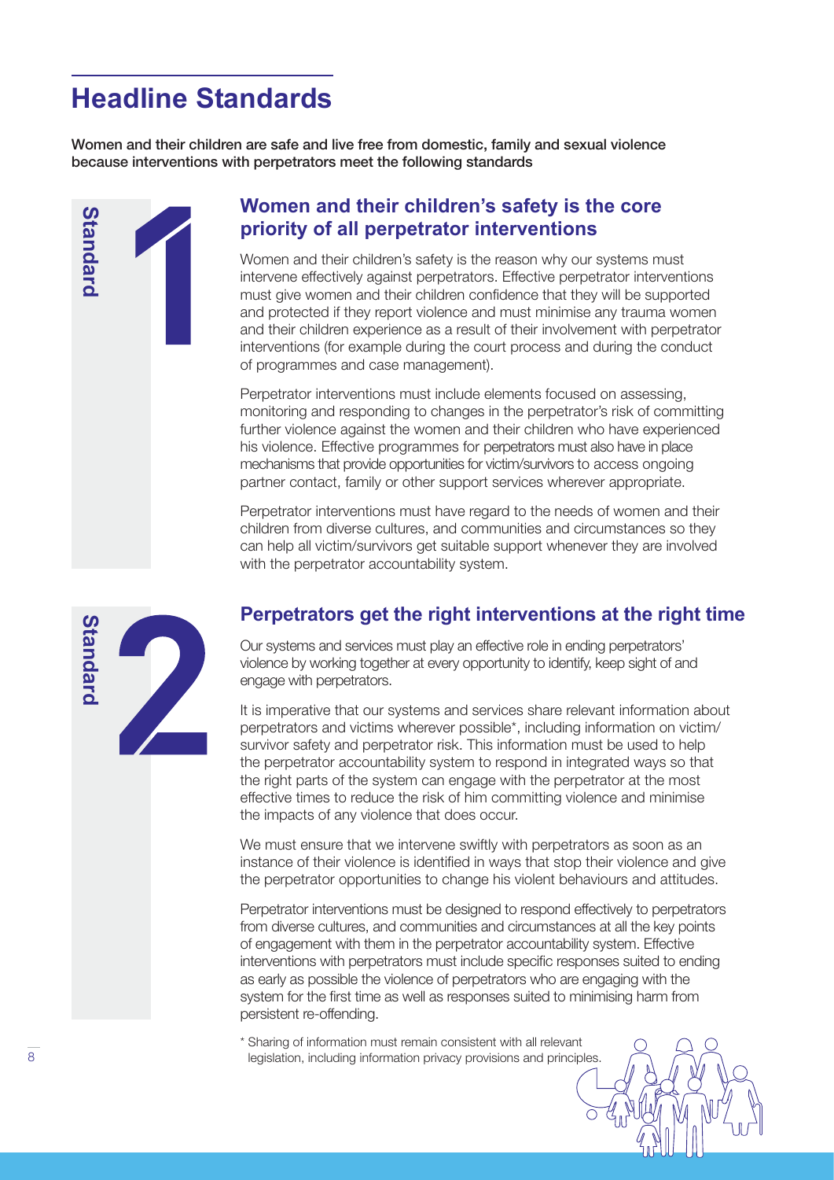# Headline Standards

**Women and their children are safe and live free from domestic, family and sexual violence because interventions with perpetrators meet the following standards**

## Standard 1

### Women and their children's safety is the core priority of all perpetrator interventions

Women and their children's safety is the reason why our systems must intervene effectively against perpetrators. Effective perpetrator interventions must give women and their children confidence that they will be supported and protected if they report violence and must minimise any trauma women and their children experience as a result of their involvement with perpetrator interventions (for example during the court process and during the conduct of programmes and case management).

Perpetrator interventions must include elements focused on assessing, monitoring and responding to changes in the perpetrator's risk of committing further violence against the women and their children who have experienced his violence. Effective programmes for perpetrators must also have in place mechanisms that provide opportunities for victim/survivors to access ongoing partner contact, family or other support services wherever appropriate.

Perpetrator interventions must have regard to the needs of women and their children from diverse cultures, and communities and circumstances so they can help all victim/survivors get suitable support whenever they are involved with the perpetrator accountability system.

## Standard 2

### Perpetrators get the right interventions at the right time

Our systems and services must play an effective role in ending perpetrators' violence by working together at every opportunity to identify, keep sight of and engage with perpetrators.

It is imperative that our systems and services share relevant information about perpetrators and victims wherever possible*, including information on victim/survivor safety and perpetrator risk. This information must be used to help the perpetrator accountability system to respond in integrated ways so that the right parts of the system can engage with the perpetrator at the most effective times to reduce the risk of him committing violence and minimise the impacts of any violence that does occur.

We must ensure that we intervene swiftly with perpetrators as soon as an instance of their violence is identified in ways that stop their violence and give the perpetrator opportunities to change his violent behaviours and attitudes.

Perpetrator interventions must be designed to respond effectively to perpetrators from diverse cultures, and communities and circumstances at all the key points of engagement with them in the perpetrator accountability system. Effective interventions with perpetrators must include specific responses suited to ending as early as possible the violence of perpetrators who are engaging with the system for the first time as well as responses suited to minimising harm from persistent re-offending.

\* Sharing of information must remain consistent with all relevant legislation, including information privacy provisions and principles.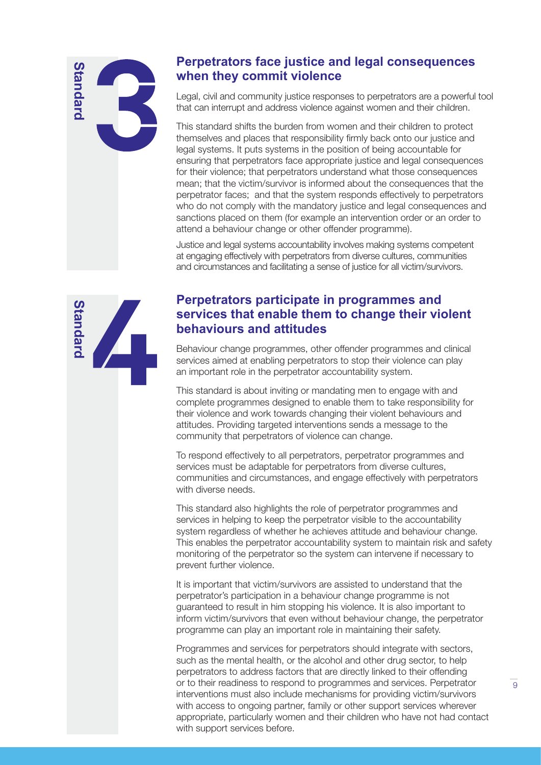## Standard 3

### Perpetrators face justice and legal consequences when they commit violence

Legal, civil and community justice responses to perpetrators are a powerful tool that can interrupt and address violence against women and their children.

This standard shifts the burden from women and their children to protect themselves and places that responsibility firmly back onto our justice and legal systems. It puts systems in the position of being accountable for ensuring that perpetrators face appropriate justice and legal consequences for their violence; that perpetrators understand what those consequences mean; that the victim/survivor is informed about the consequences that the perpetrator faces; and that the system responds effectively to perpetrators who do not comply with the mandatory justice and legal consequences and sanctions placed on them (for example an intervention order or an order to attend a behaviour change or other offender programme).

Justice and legal systems accountability involves making systems competent at engaging effectively with perpetrators from diverse cultures, communities and circumstances and facilitating a sense of justice for all victim/survivors.

## Standard 4

### Perpetrators participate in programmes and services that enable them to change their violent behaviours and attitudes

Behaviour change programmes, other offender programmes and clinical services aimed at enabling perpetrators to stop their violence can play an important role in the perpetrator accountability system.

This standard is about inviting or mandating men to engage with and complete programmes designed to enable them to take responsibility for their violence and work towards changing their violent behaviours and attitudes. Providing targeted interventions sends a message to the community that perpetrators of violence can change.

To respond effectively to all perpetrators, perpetrator programmes and services must be adaptable for perpetrators from diverse cultures, communities and circumstances, and engage effectively with perpetrators with diverse needs.

This standard also highlights the role of perpetrator programmes and services in helping to keep the perpetrator visible to the accountability system regardless of whether he achieves attitude and behaviour change. This enables the perpetrator accountability system to maintain risk and safety monitoring of the perpetrator so the system can intervene if necessary to prevent further violence.

It is important that victim/survivors are assisted to understand that the perpetrator's participation in a behaviour change programme is not guaranteed to result in him stopping his violence. It is also important to inform victim/survivors that even without behaviour change, the perpetrator programme can play an important role in maintaining their safety.

Programmes and services for perpetrators should integrate with sectors, such as the mental health, or the alcohol and other drug sector, to help perpetrators to address factors that are directly linked to their offending or to their readiness to respond to programmes and services. Perpetrator interventions must also include mechanisms for providing victim/survivors with access to ongoing partner, family or other support services wherever appropriate, particularly women and their children who have not had contact with support services before.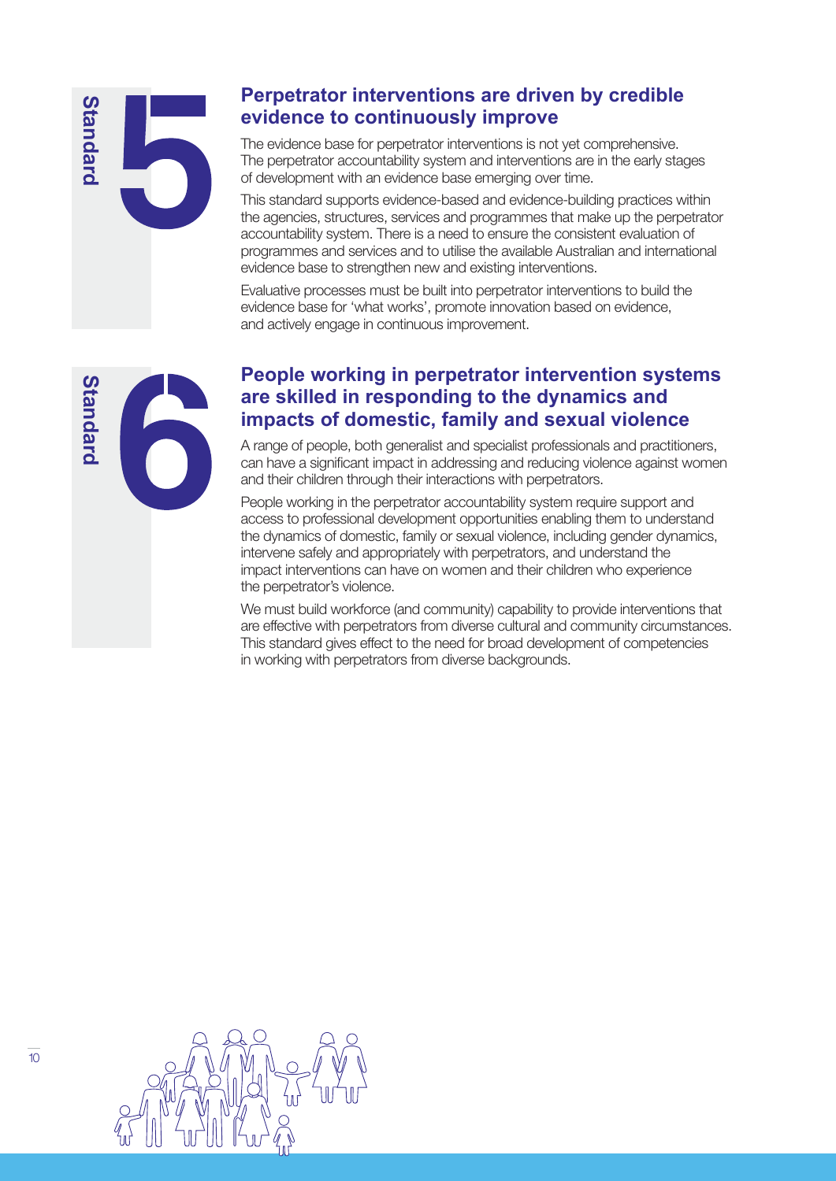## Standard 5

### Perpetrator interventions are driven by credible evidence to continuously improve

The evidence base for perpetrator interventions is not yet comprehensive. The perpetrator accountability system and interventions are in the early stages of development with an evidence base emerging over time.

This standard supports evidence-based and evidence-building practices within the agencies, structures, services and programmes that make up the perpetrator accountability system. There is a need to ensure the consistent evaluation of programmes and services and to utilise the available Australian and international evidence base to strengthen new and existing interventions.

Evaluative processes must be built into perpetrator interventions to build the evidence base for 'what works', promote innovation based on evidence, and actively engage in continuous improvement.

## Standard 6

### People working in perpetrator intervention systems are skilled in responding to the dynamics and impacts of domestic, family and sexual violence

A range of people, both generalist and specialist professionals and practitioners, can have a significant impact in addressing and reducing violence against women and their children through their interactions with perpetrators.

People working in the perpetrator accountability system require support and access to professional development opportunities enabling them to understand the dynamics of domestic, family or sexual violence, including gender dynamics, intervene safely and appropriately with perpetrators, and understand the impact interventions can have on women and their children who experience the perpetrator's violence.

We must build workforce (and community) capability to provide interventions that are effective with perpetrators from diverse cultural and community circumstances. This standard gives effect to the need for broad development of competencies in working with perpetrators from diverse backgrounds.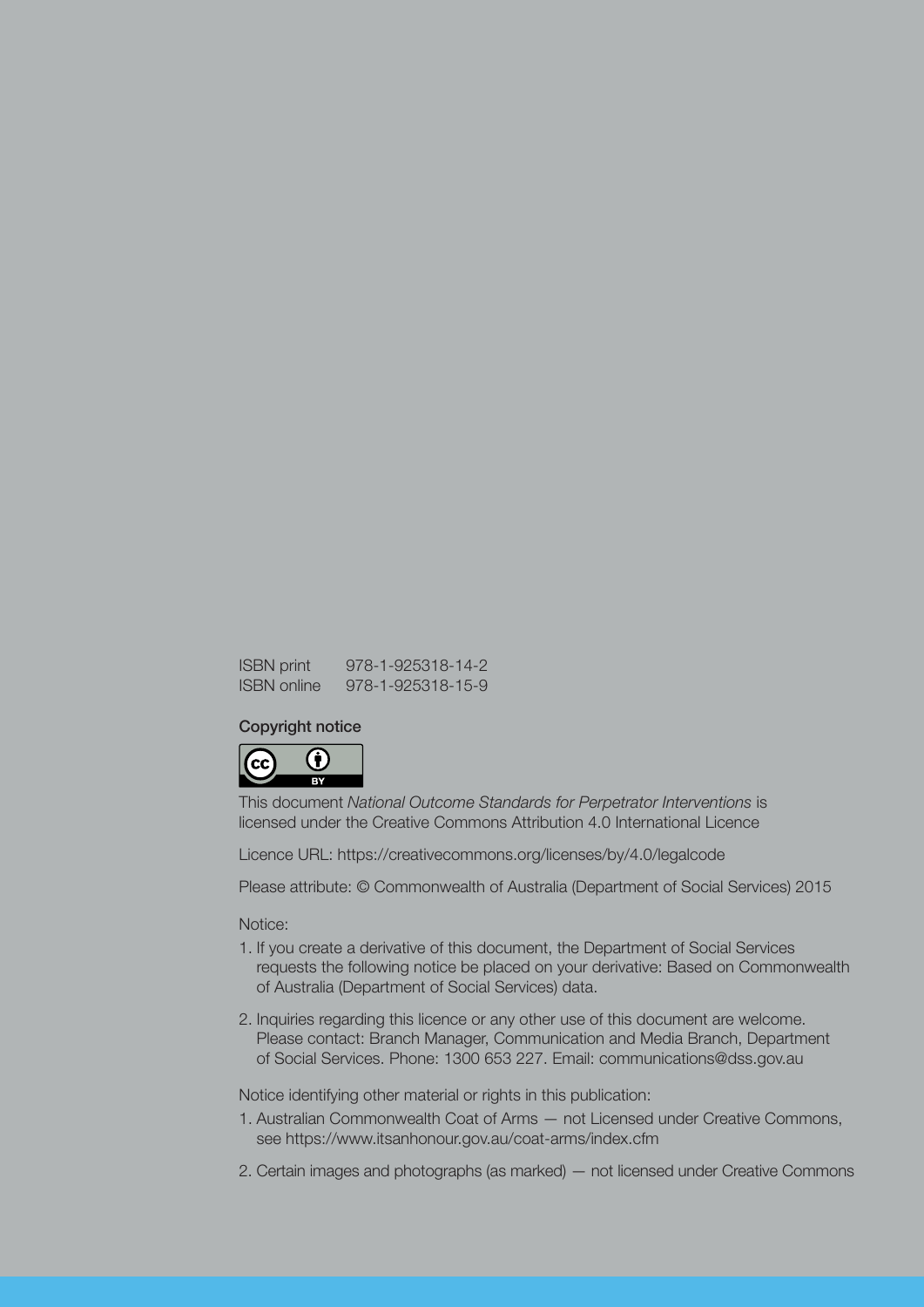ISBN print 978-1-925318-14-2
ISBN online 978-1-925318-15-9

**Copyright notice**

This document *National Outcome Standards for Perpetrator Interventions* is licensed under the Creative Commons Attribution 4.0 International Licence

Licence URL: https://creativecommons.org/licenses/by/4.0/legalcode

Please attribute: © Commonwealth of Australia (Department of Social Services) 2015

Notice:

1. If you create a derivative of this document, the Department of Social Services requests the following notice be placed on your derivative: Based on Commonwealth of Australia (Department of Social Services) data.
2. Inquiries regarding this licence or any other use of this document are welcome. Please contact: Branch Manager, Communication and Media Branch, Department of Social Services. Phone: 1300 653 227. Email: communications@dss.gov.au

Notice identifying other material or rights in this publication:

1. Australian Commonwealth Coat of Arms — not Licensed under Creative Commons, see https://www.itsanhonour.gov.au/coat-arms/index.cfm
2. Certain images and photographs (as marked) — not licensed under Creative Commons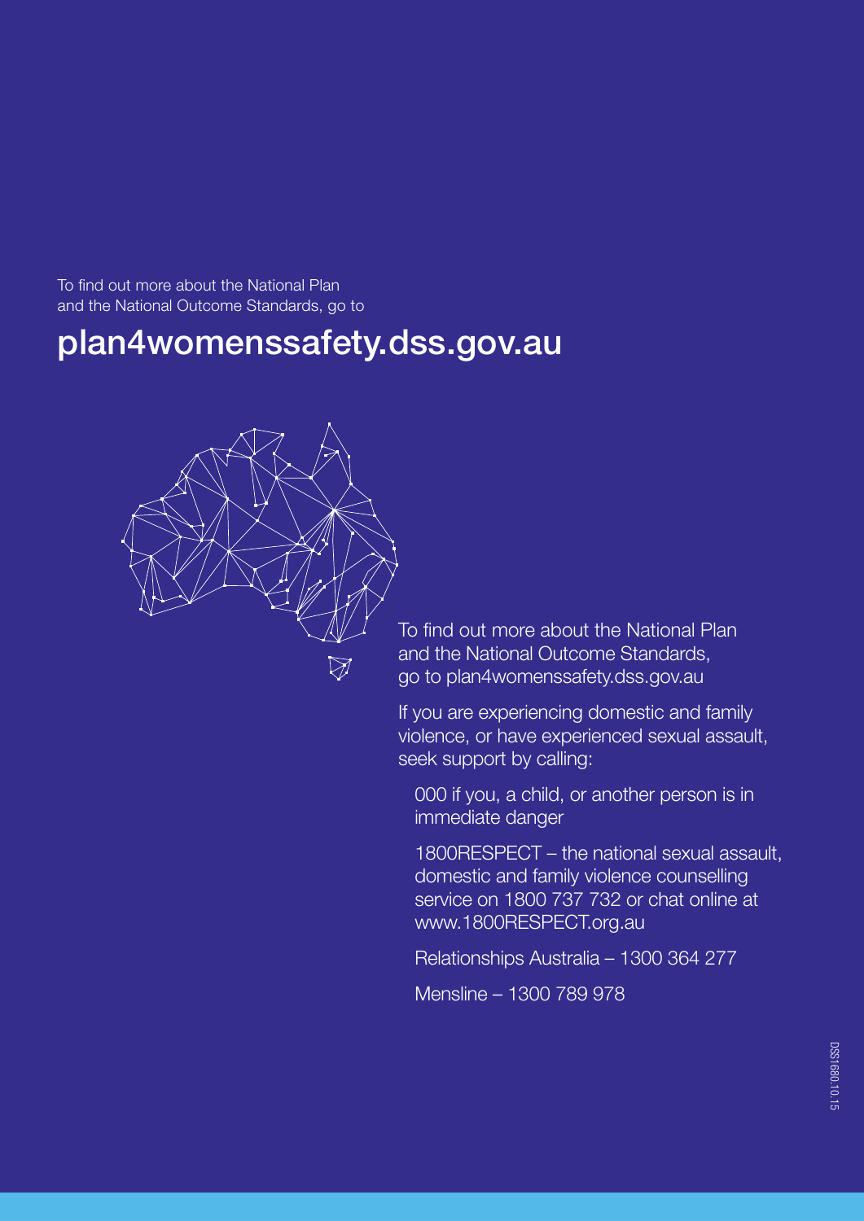To find out more about the National Plan and the National Outcome Standards, go to

## plan4womenssafety.dss.gov.au

To find out more about the National Plan and the National Outcome Standards, go to plan4womenssafety.dss.gov.au

If you are experiencing domestic and family violence, or have experienced sexual assault, seek support by calling:

000 if you, a child, or another person is in immediate danger

1800RESPECT – the national sexual assault, domestic and family violence counselling service on 1800 737 732 or chat online at www.1800RESPECT.org.au

Relationships Australia – 1300 364 277

Mensline – 1300 789 978

DSS1680.10.15